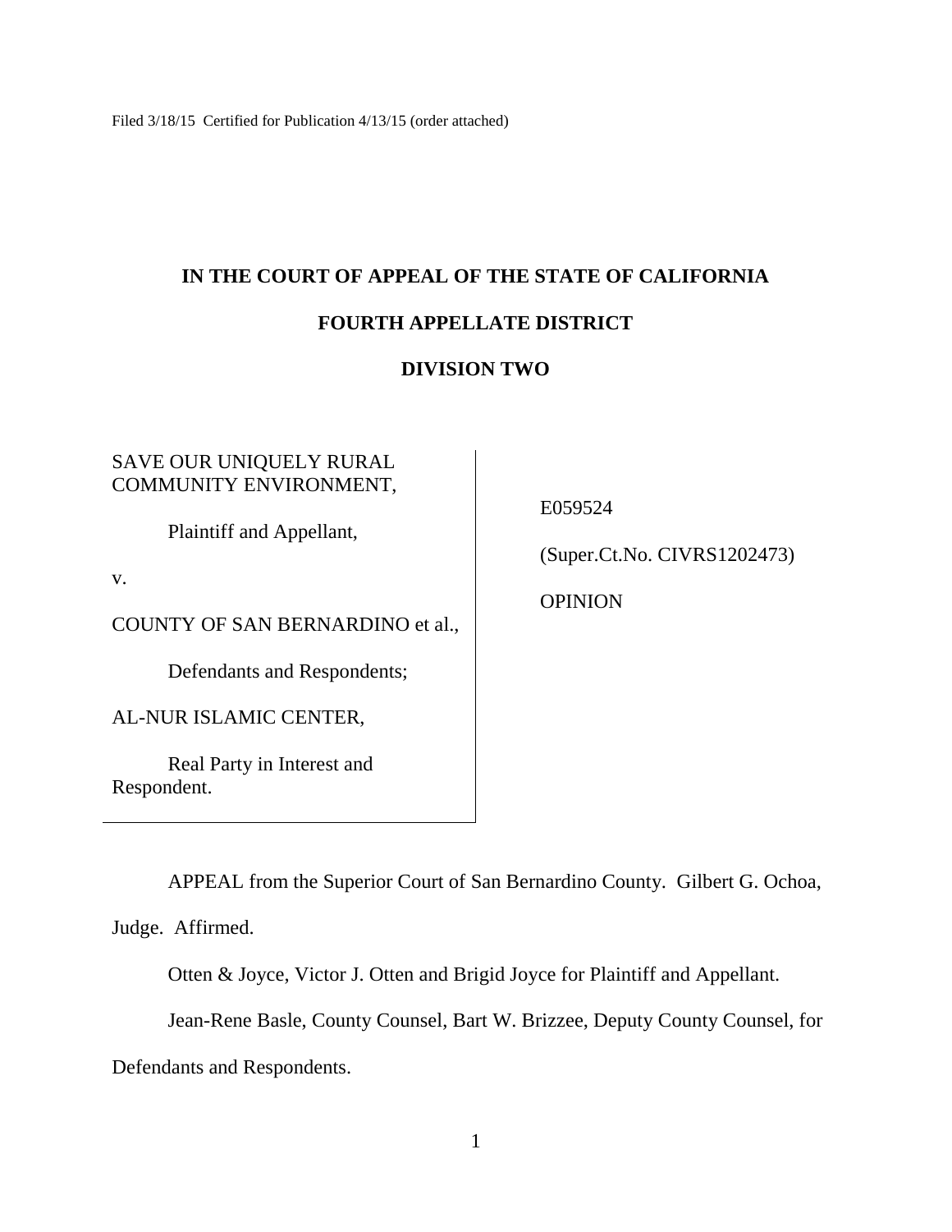Filed 3/18/15 Certified for Publication 4/13/15 (order attached)

# IN THE COURT OF APPEAL OF THE STATE OF CALIFORNIA

## FOURTH APPELLATE DISTRICT

## DIVISION TWO

| | |
|---|---|
| SAVE OUR UNIQUELY RURAL COMMUNITY ENVIRONMENT,<br><br>Plaintiff and Appellant,<br><br>v.<br><br>COUNTY OF SAN BERNARDINO et al.,<br><br>Defendants and Respondents;<br><br>AL-NUR ISLAMIC CENTER,<br><br>Real Party in Interest and Respondent. | E059524<br><br>(Super.Ct.No. CIVRS1202473)<br><br>OPINION |

APPEAL from the Superior Court of San Bernardino County. Gilbert G. Ochoa, Judge. Affirmed.

Otten & Joyce, Victor J. Otten and Brigid Joyce for Plaintiff and Appellant.

Jean-Rene Basle, County Counsel, Bart W. Brizzee, Deputy County Counsel, for Defendants and Respondents.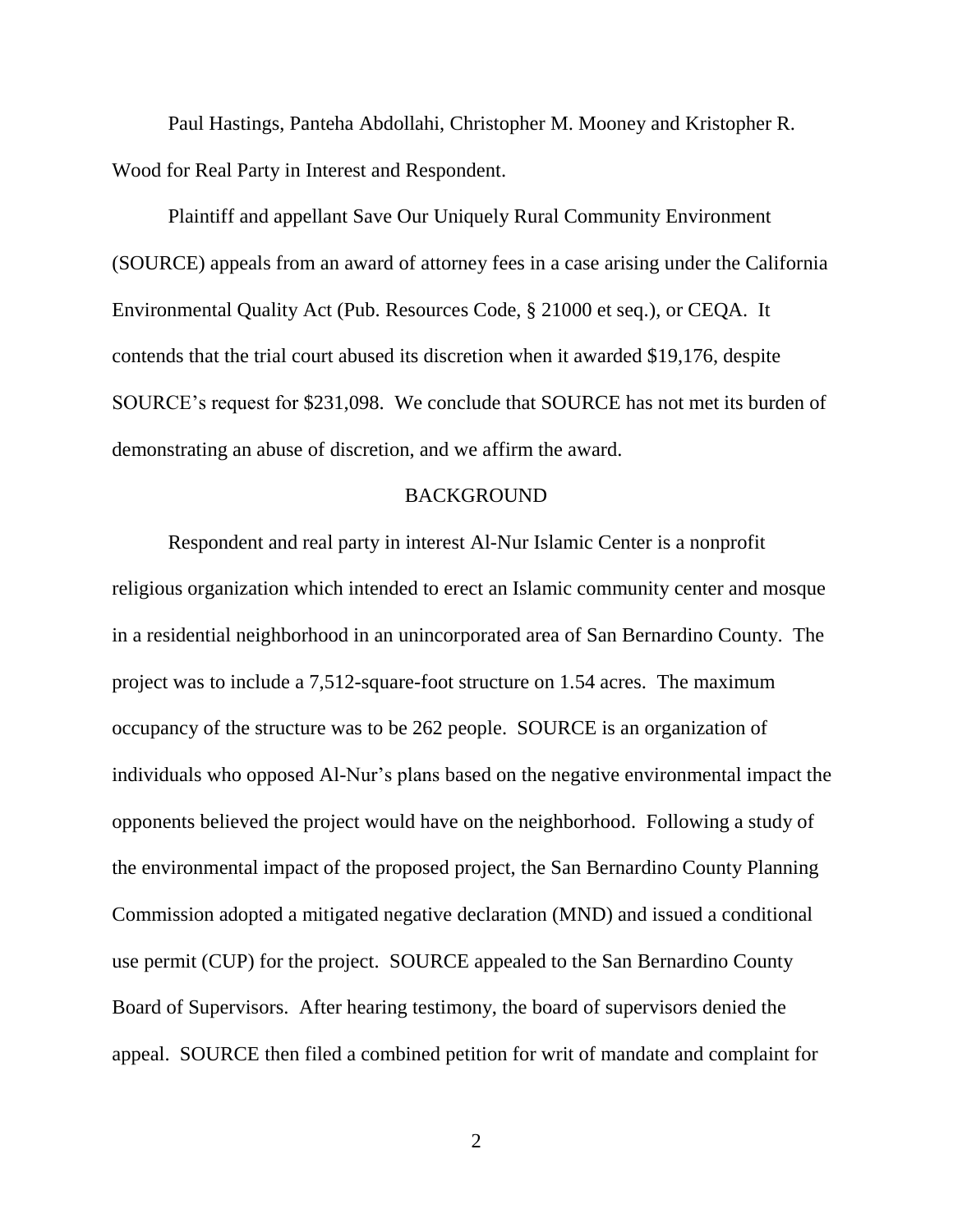Paul Hastings, Panteha Abdollahi, Christopher M. Mooney and Kristopher R. Wood for Real Party in Interest and Respondent.

Plaintiff and appellant Save Our Uniquely Rural Community Environment (SOURCE) appeals from an award of attorney fees in a case arising under the California Environmental Quality Act (Pub. Resources Code, § 21000 et seq.), or CEQA. It contends that the trial court abused its discretion when it awarded $19,176, despite SOURCE's request for $231,098. We conclude that SOURCE has not met its burden of demonstrating an abuse of discretion, and we affirm the award.

## BACKGROUND

Respondent and real party in interest Al-Nur Islamic Center is a nonprofit religious organization which intended to erect an Islamic community center and mosque in a residential neighborhood in an unincorporated area of San Bernardino County. The project was to include a 7,512-square-foot structure on 1.54 acres. The maximum occupancy of the structure was to be 262 people. SOURCE is an organization of individuals who opposed Al-Nur's plans based on the negative environmental impact the opponents believed the project would have on the neighborhood. Following a study of the environmental impact of the proposed project, the San Bernardino County Planning Commission adopted a mitigated negative declaration (MND) and issued a conditional use permit (CUP) for the project. SOURCE appealed to the San Bernardino County Board of Supervisors. After hearing testimony, the board of supervisors denied the appeal. SOURCE then filed a combined petition for writ of mandate and complaint for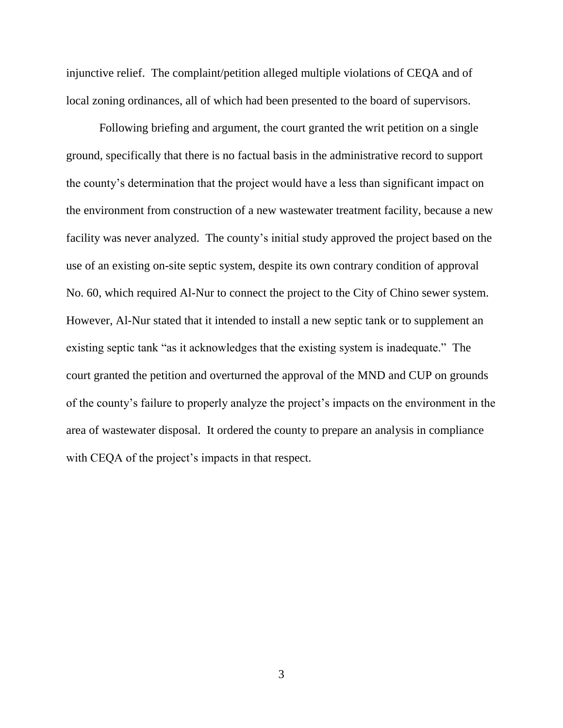injunctive relief. The complaint/petition alleged multiple violations of CEQA and of local zoning ordinances, all of which had been presented to the board of supervisors.

Following briefing and argument, the court granted the writ petition on a single ground, specifically that there is no factual basis in the administrative record to support the county's determination that the project would have a less than significant impact on the environment from construction of a new wastewater treatment facility, because a new facility was never analyzed. The county's initial study approved the project based on the use of an existing on-site septic system, despite its own contrary condition of approval No. 60, which required Al-Nur to connect the project to the City of Chino sewer system. However, Al-Nur stated that it intended to install a new septic tank or to supplement an existing septic tank "as it acknowledges that the existing system is inadequate." The court granted the petition and overturned the approval of the MND and CUP on grounds of the county's failure to properly analyze the project's impacts on the environment in the area of wastewater disposal. It ordered the county to prepare an analysis in compliance with CEQA of the project's impacts in that respect.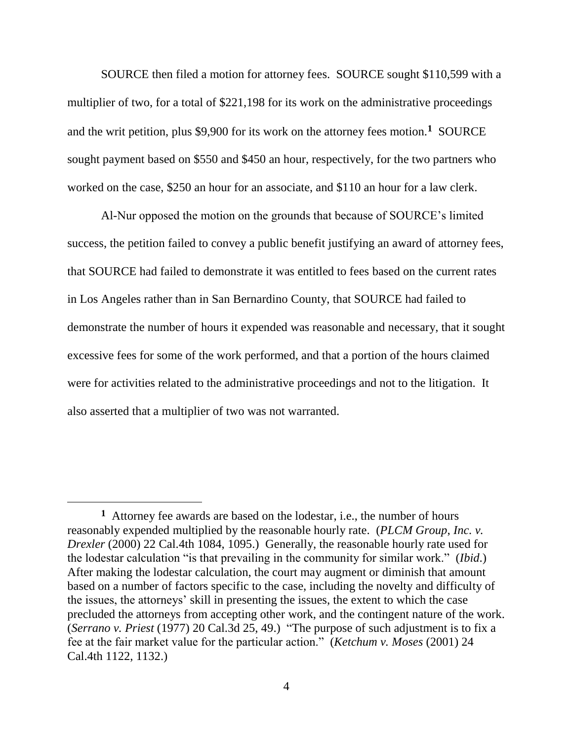SOURCE then filed a motion for attorney fees. SOURCE sought \$110,599 with a multiplier of two, for a total of \$221,198 for its work on the administrative proceedings and the writ petition, plus \$9,900 for its work on the attorney fees motion.[1] SOURCE sought payment based on \$550 and \$450 an hour, respectively, for the two partners who worked on the case, \$250 an hour for an associate, and \$110 an hour for a law clerk.

Al-Nur opposed the motion on the grounds that because of SOURCE's limited success, the petition failed to convey a public benefit justifying an award of attorney fees, that SOURCE had failed to demonstrate it was entitled to fees based on the current rates in Los Angeles rather than in San Bernardino County, that SOURCE had failed to demonstrate the number of hours it expended was reasonable and necessary, that it sought excessive fees for some of the work performed, and that a portion of the hours claimed were for activities related to the administrative proceedings and not to the litigation. It also asserted that a multiplier of two was not warranted.

---

[1] Attorney fee awards are based on the lodestar, i.e., the number of hours reasonably expended multiplied by the reasonable hourly rate. (*PLCM Group, Inc. v. Drexler* (2000) 22 Cal.4th 1084, 1095.) Generally, the reasonable hourly rate used for the lodestar calculation "is that prevailing in the community for similar work." (*Ibid*.) After making the lodestar calculation, the court may augment or diminish that amount based on a number of factors specific to the case, including the novelty and difficulty of the issues, the attorneys' skill in presenting the issues, the extent to which the case precluded the attorneys from accepting other work, and the contingent nature of the work. (*Serrano v. Priest* (1977) 20 Cal.3d 25, 49.) "The purpose of such adjustment is to fix a fee at the fair market value for the particular action." (*Ketchum v. Moses* (2001) 24 Cal.4th 1122, 1132.)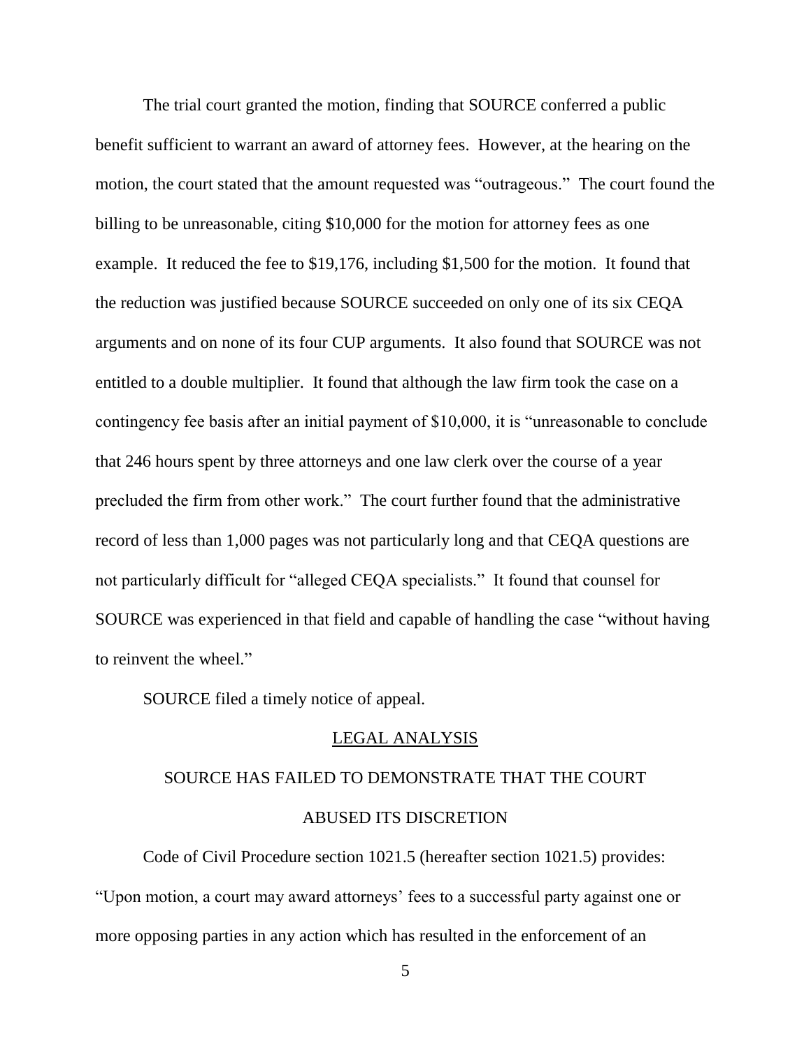The trial court granted the motion, finding that SOURCE conferred a public benefit sufficient to warrant an award of attorney fees. However, at the hearing on the motion, the court stated that the amount requested was "outrageous." The court found the billing to be unreasonable, citing $10,000 for the motion for attorney fees as one example. It reduced the fee to $19,176, including $1,500 for the motion. It found that the reduction was justified because SOURCE succeeded on only one of its six CEQA arguments and on none of its four CUP arguments. It also found that SOURCE was not entitled to a double multiplier. It found that although the law firm took the case on a contingency fee basis after an initial payment of $10,000, it is "unreasonable to conclude that 246 hours spent by three attorneys and one law clerk over the course of a year precluded the firm from other work." The court further found that the administrative record of less than 1,000 pages was not particularly long and that CEQA questions are not particularly difficult for "alleged CEQA specialists." It found that counsel for SOURCE was experienced in that field and capable of handling the case "without having to reinvent the wheel."

SOURCE filed a timely notice of appeal.

## LEGAL ANALYSIS

### SOURCE HAS FAILED TO DEMONSTRATE THAT THE COURT ABUSED ITS DISCRETION

Code of Civil Procedure section 1021.5 (hereafter section 1021.5) provides: "Upon motion, a court may award attorneys' fees to a successful party against one or more opposing parties in any action which has resulted in the enforcement of an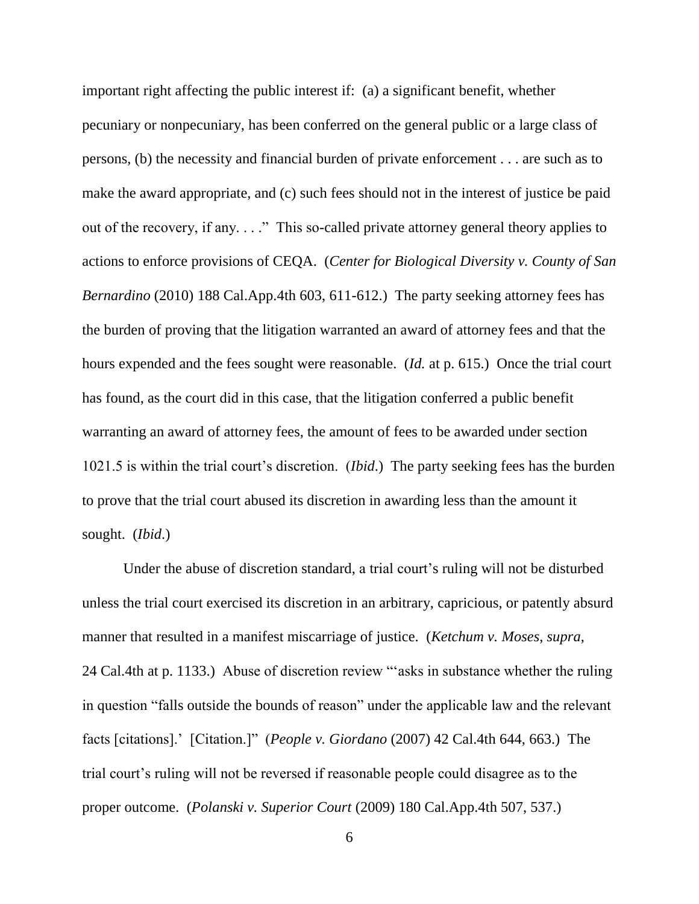important right affecting the public interest if: (a) a significant benefit, whether pecuniary or nonpecuniary, has been conferred on the general public or a large class of persons, (b) the necessity and financial burden of private enforcement . . . are such as to make the award appropriate, and (c) such fees should not in the interest of justice be paid out of the recovery, if any. . . ." This so-called private attorney general theory applies to actions to enforce provisions of CEQA. (*Center for Biological Diversity v. County of San Bernardino* (2010) 188 Cal.App.4th 603, 611-612.) The party seeking attorney fees has the burden of proving that the litigation warranted an award of attorney fees and that the hours expended and the fees sought were reasonable. (*Id.* at p. 615.) Once the trial court has found, as the court did in this case, that the litigation conferred a public benefit warranting an award of attorney fees, the amount of fees to be awarded under section 1021.5 is within the trial court's discretion. (*Ibid*.) The party seeking fees has the burden to prove that the trial court abused its discretion in awarding less than the amount it sought. (*Ibid*.)

Under the abuse of discretion standard, a trial court's ruling will not be disturbed unless the trial court exercised its discretion in an arbitrary, capricious, or patently absurd manner that resulted in a manifest miscarriage of justice. (*Ketchum v. Moses*, *supra*, 24 Cal.4th at p. 1133.) Abuse of discretion review "'asks in substance whether the ruling in question "falls outside the bounds of reason" under the applicable law and the relevant facts [citations].' [Citation.]" (*People v. Giordano* (2007) 42 Cal.4th 644, 663.) The trial court's ruling will not be reversed if reasonable people could disagree as to the proper outcome. (*Polanski v. Superior Court* (2009) 180 Cal.App.4th 507, 537.)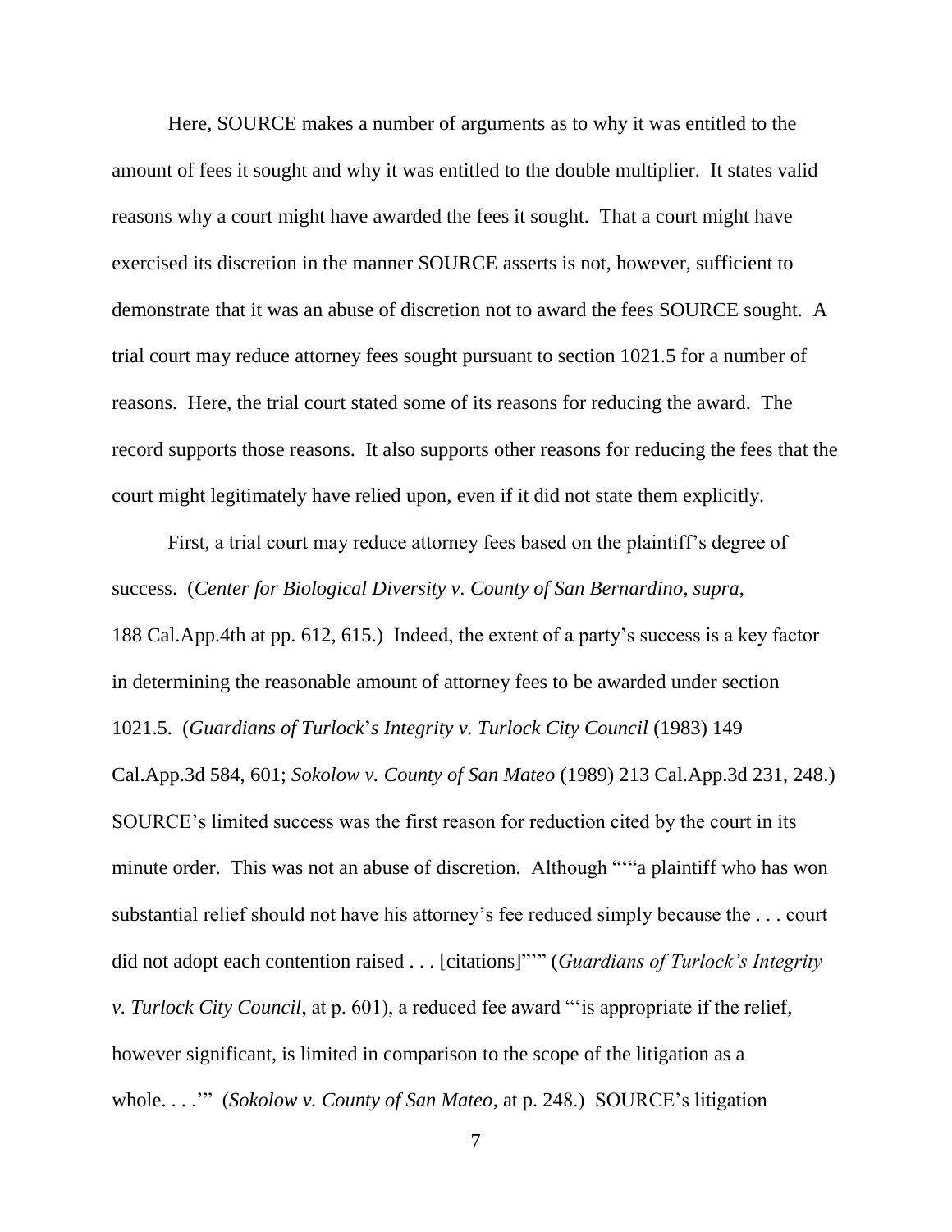Here, SOURCE makes a number of arguments as to why it was entitled to the amount of fees it sought and why it was entitled to the double multiplier. It states valid reasons why a court might have awarded the fees it sought. That a court might have exercised its discretion in the manner SOURCE asserts is not, however, sufficient to demonstrate that it was an abuse of discretion not to award the fees SOURCE sought. A trial court may reduce attorney fees sought pursuant to section 1021.5 for a number of reasons. Here, the trial court stated some of its reasons for reducing the award. The record supports those reasons. It also supports other reasons for reducing the fees that the court might legitimately have relied upon, even if it did not state them explicitly.

First, a trial court may reduce attorney fees based on the plaintiff's degree of success. (*Center for Biological Diversity v. County of San Bernardino*, *supra*, 188 Cal.App.4th at pp. 612, 615.) Indeed, the extent of a party's success is a key factor in determining the reasonable amount of attorney fees to be awarded under section 1021.5. (*Guardians of Turlock*'*s Integrity v. Turlock City Council* (1983) 149 Cal.App.3d 584, 601; *Sokolow v. County of San Mateo* (1989) 213 Cal.App.3d 231, 248.) SOURCE's limited success was the first reason for reduction cited by the court in its minute order. This was not an abuse of discretion. Although "'"a plaintiff who has won substantial relief should not have his attorney's fee reduced simply because the . . . court did not adopt each contention raised . . . [citations]"'" (*Guardians of Turlock's Integrity v. Turlock City Council*, at p. 601), a reduced fee award "'is appropriate if the relief, however significant, is limited in comparison to the scope of the litigation as a whole. . . .'" (*Sokolow v. County of San Mateo*, at p. 248.) SOURCE's litigation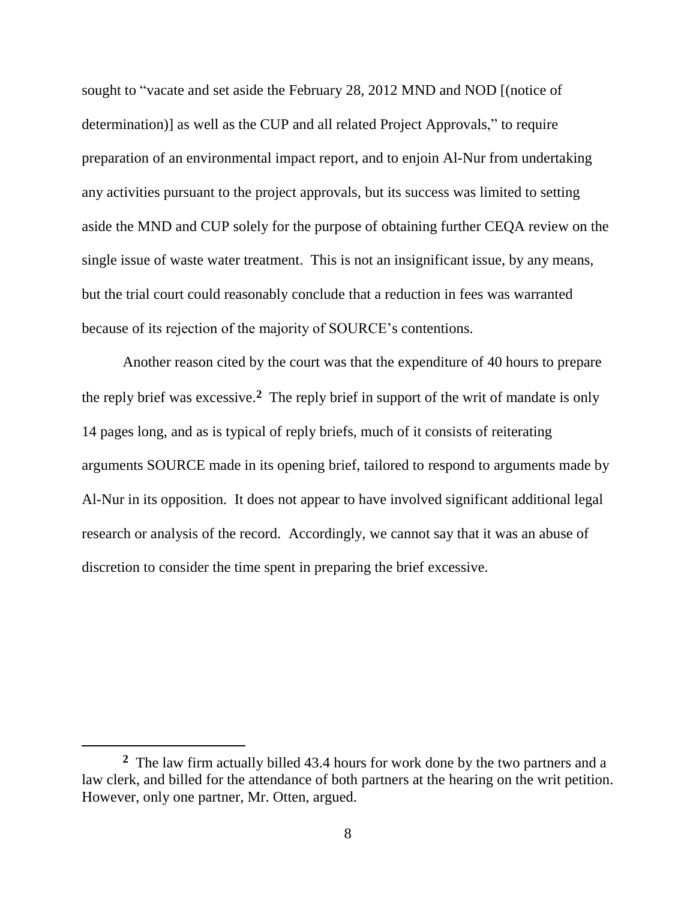sought to "vacate and set aside the February 28, 2012 MND and NOD [(notice of determination)] as well as the CUP and all related Project Approvals," to require preparation of an environmental impact report, and to enjoin Al-Nur from undertaking any activities pursuant to the project approvals, but its success was limited to setting aside the MND and CUP solely for the purpose of obtaining further CEQA review on the single issue of waste water treatment. This is not an insignificant issue, by any means, but the trial court could reasonably conclude that a reduction in fees was warranted because of its rejection of the majority of SOURCE's contentions.

Another reason cited by the court was that the expenditure of 40 hours to prepare the reply brief was excessive.[2] The reply brief in support of the writ of mandate is only 14 pages long, and as is typical of reply briefs, much of it consists of reiterating arguments SOURCE made in its opening brief, tailored to respond to arguments made by Al-Nur in its opposition. It does not appear to have involved significant additional legal research or analysis of the record. Accordingly, we cannot say that it was an abuse of discretion to consider the time spent in preparing the brief excessive.

---

[2] The law firm actually billed 43.4 hours for work done by the two partners and a law clerk, and billed for the attendance of both partners at the hearing on the writ petition. However, only one partner, Mr. Otten, argued.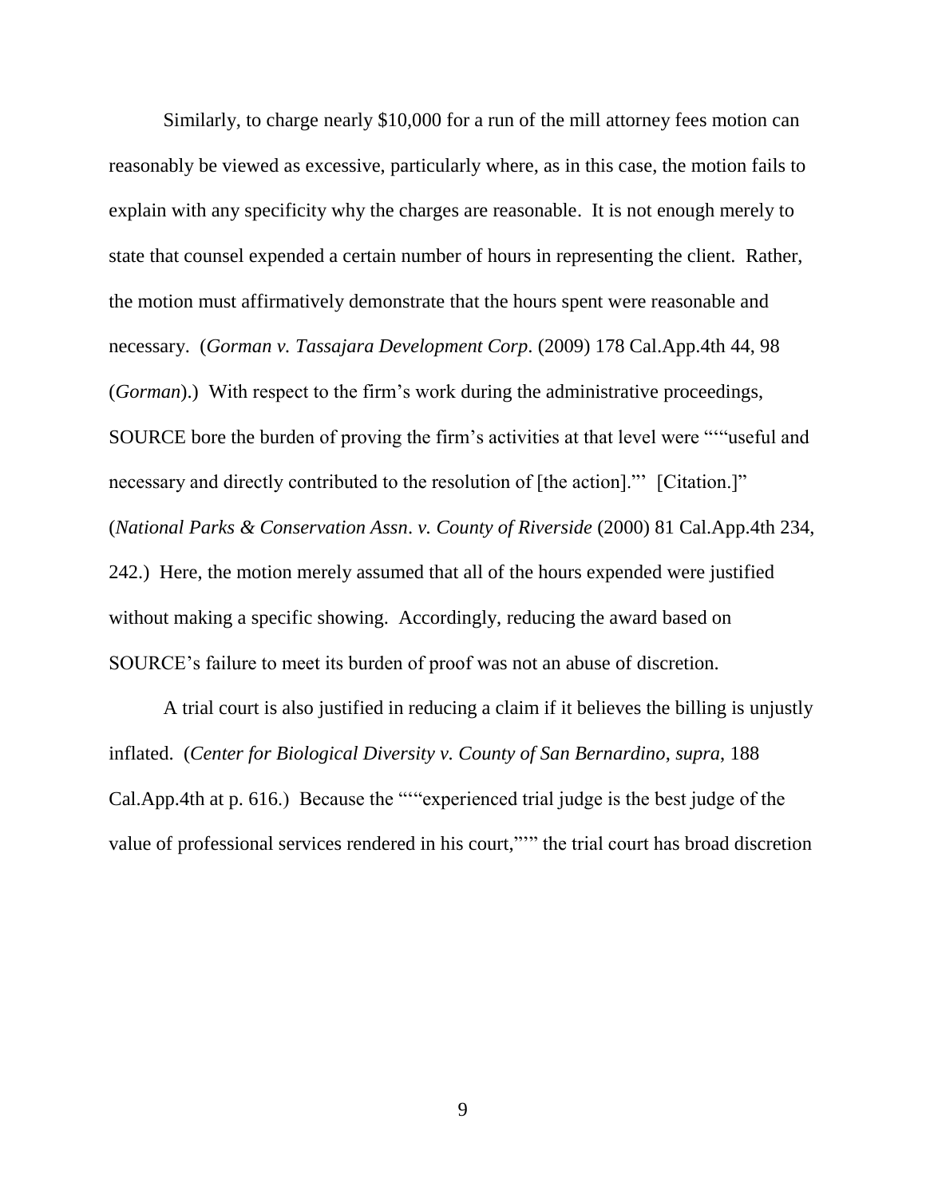Similarly, to charge nearly $10,000 for a run of the mill attorney fees motion can reasonably be viewed as excessive, particularly where, as in this case, the motion fails to explain with any specificity why the charges are reasonable. It is not enough merely to state that counsel expended a certain number of hours in representing the client. Rather, the motion must affirmatively demonstrate that the hours spent were reasonable and necessary. (*Gorman v. Tassajara Development Corp*. (2009) 178 Cal.App.4th 44, 98 (*Gorman*).) With respect to the firm's work during the administrative proceedings, SOURCE bore the burden of proving the firm's activities at that level were """useful and necessary and directly contributed to the resolution of [the action]."' [Citation.]" (*National Parks & Conservation Assn*. *v. County of Riverside* (2000) 81 Cal.App.4th 234, 242.) Here, the motion merely assumed that all of the hours expended were justified without making a specific showing. Accordingly, reducing the award based on SOURCE's failure to meet its burden of proof was not an abuse of discretion.

A trial court is also justified in reducing a claim if it believes the billing is unjustly inflated. (*Center for Biological Diversity v. County of San Bernardino*, *supra*, 188 Cal.App.4th at p. 616.) Because the """experienced trial judge is the best judge of the value of professional services rendered in his court,"'" the trial court has broad discretion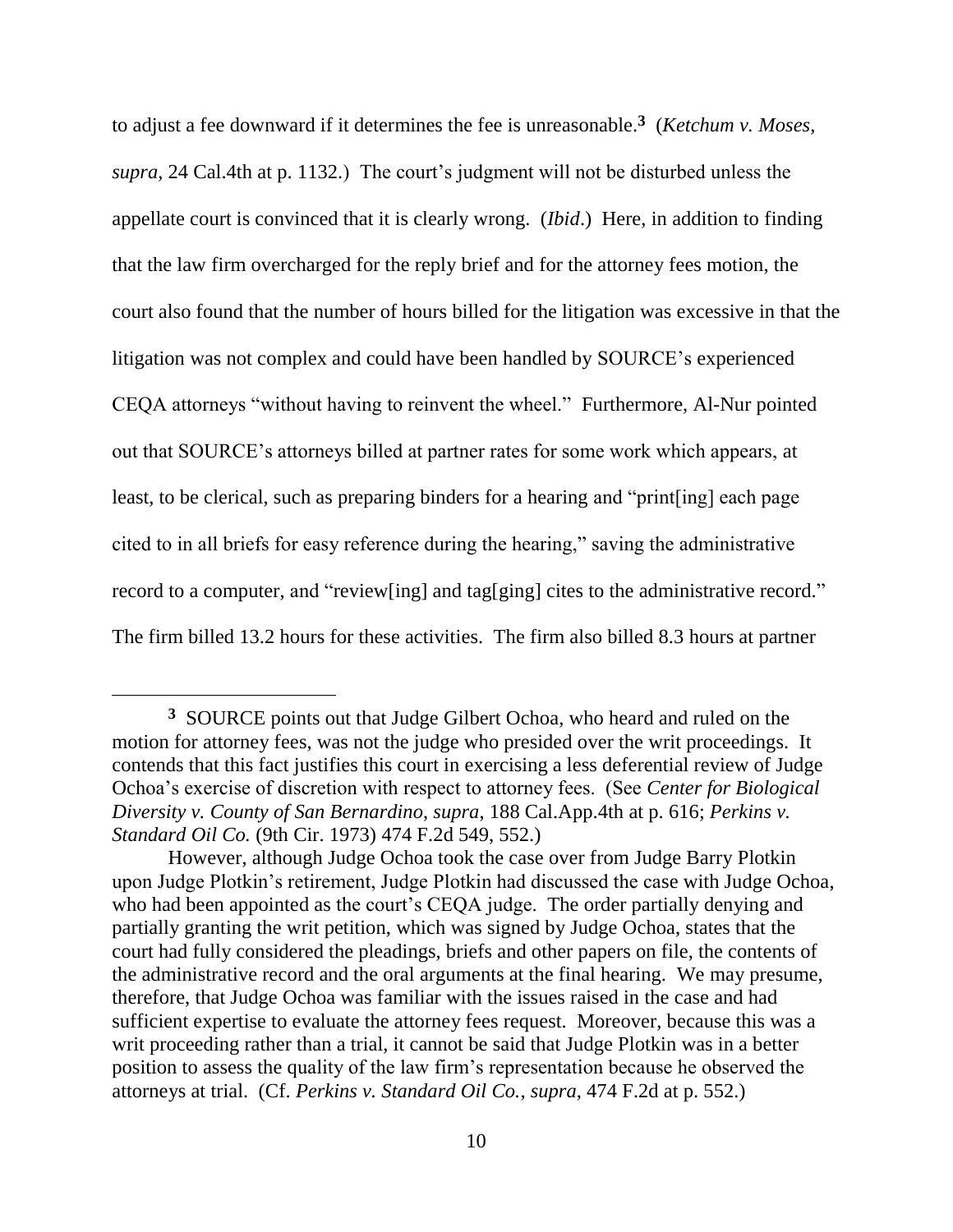to adjust a fee downward if it determines the fee is unreasonable.[3] (*Ketchum v. Moses*, *supra*, 24 Cal.4th at p. 1132.) The court's judgment will not be disturbed unless the appellate court is convinced that it is clearly wrong. (*Ibid*.) Here, in addition to finding that the law firm overcharged for the reply brief and for the attorney fees motion, the court also found that the number of hours billed for the litigation was excessive in that the litigation was not complex and could have been handled by SOURCE's experienced CEQA attorneys "without having to reinvent the wheel." Furthermore, Al-Nur pointed out that SOURCE's attorneys billed at partner rates for some work which appears, at least, to be clerical, such as preparing binders for a hearing and "print[ing] each page cited to in all briefs for easy reference during the hearing," saving the administrative record to a computer, and "review[ing] and tag[ging] cites to the administrative record." The firm billed 13.2 hours for these activities. The firm also billed 8.3 hours at partner

---

[3] SOURCE points out that Judge Gilbert Ochoa, who heard and ruled on the motion for attorney fees, was not the judge who presided over the writ proceedings. It contends that this fact justifies this court in exercising a less deferential review of Judge Ochoa's exercise of discretion with respect to attorney fees. (See *Center for Biological Diversity v. County of San Bernardino*, *supra*, 188 Cal.App.4th at p. 616; *Perkins v. Standard Oil Co.* (9th Cir. 1973) 474 F.2d 549, 552.)

However, although Judge Ochoa took the case over from Judge Barry Plotkin upon Judge Plotkin's retirement, Judge Plotkin had discussed the case with Judge Ochoa, who had been appointed as the court's CEQA judge. The order partially denying and partially granting the writ petition, which was signed by Judge Ochoa, states that the court had fully considered the pleadings, briefs and other papers on file, the contents of the administrative record and the oral arguments at the final hearing. We may presume, therefore, that Judge Ochoa was familiar with the issues raised in the case and had sufficient expertise to evaluate the attorney fees request. Moreover, because this was a writ proceeding rather than a trial, it cannot be said that Judge Plotkin was in a better position to assess the quality of the law firm's representation because he observed the attorneys at trial. (Cf. *Perkins v. Standard Oil Co.*, *supra*, 474 F.2d at p. 552.)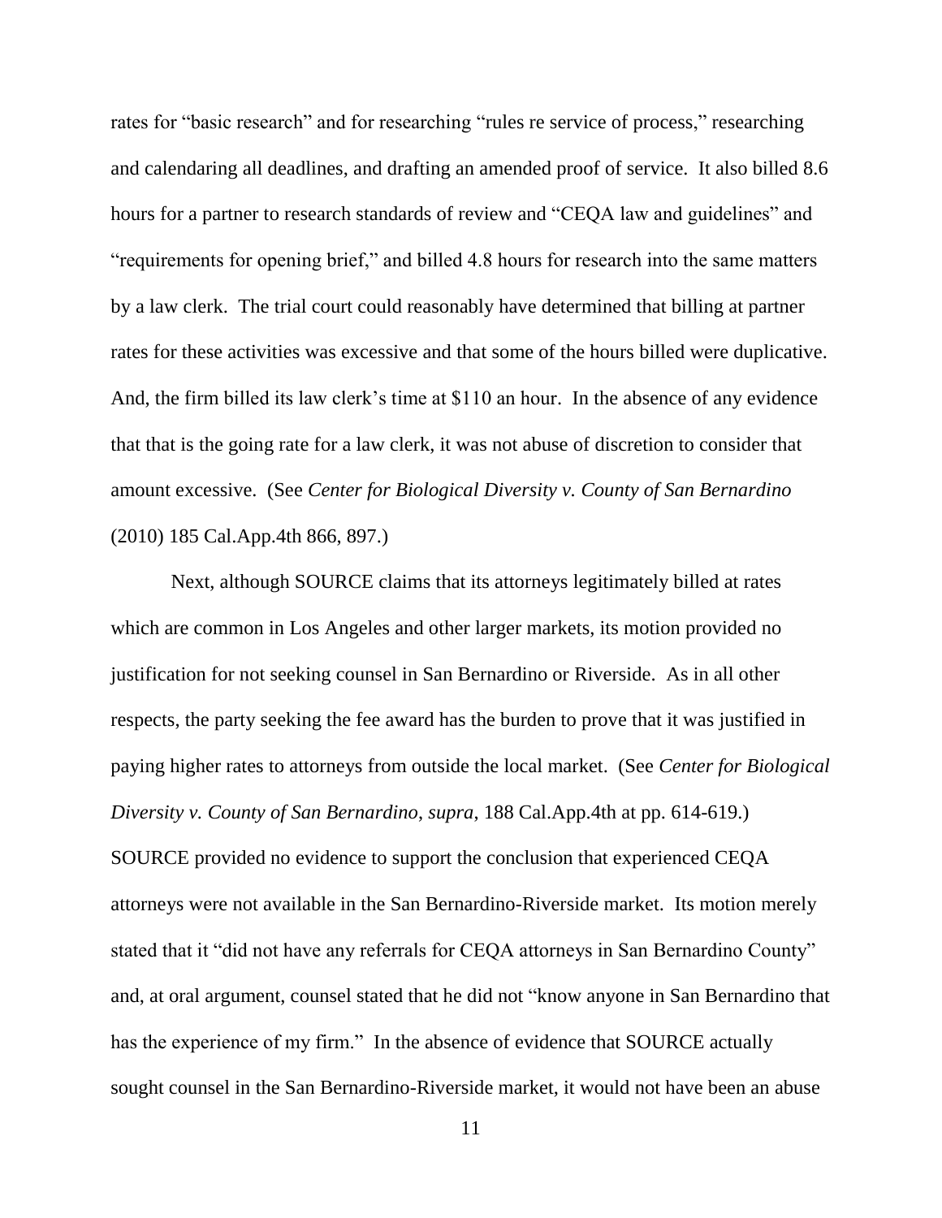rates for "basic research" and for researching "rules re service of process," researching and calendaring all deadlines, and drafting an amended proof of service. It also billed 8.6 hours for a partner to research standards of review and "CEQA law and guidelines" and "requirements for opening brief," and billed 4.8 hours for research into the same matters by a law clerk. The trial court could reasonably have determined that billing at partner rates for these activities was excessive and that some of the hours billed were duplicative. And, the firm billed its law clerk's time at $110 an hour. In the absence of any evidence that that is the going rate for a law clerk, it was not abuse of discretion to consider that amount excessive. (See *Center for Biological Diversity v. County of San Bernardino* (2010) 185 Cal.App.4th 866, 897.)

Next, although SOURCE claims that its attorneys legitimately billed at rates which are common in Los Angeles and other larger markets, its motion provided no justification for not seeking counsel in San Bernardino or Riverside. As in all other respects, the party seeking the fee award has the burden to prove that it was justified in paying higher rates to attorneys from outside the local market. (See *Center for Biological Diversity v. County of San Bernardino*, *supra*, 188 Cal.App.4th at pp. 614-619.) SOURCE provided no evidence to support the conclusion that experienced CEQA attorneys were not available in the San Bernardino-Riverside market. Its motion merely stated that it "did not have any referrals for CEQA attorneys in San Bernardino County" and, at oral argument, counsel stated that he did not "know anyone in San Bernardino that has the experience of my firm." In the absence of evidence that SOURCE actually sought counsel in the San Bernardino-Riverside market, it would not have been an abuse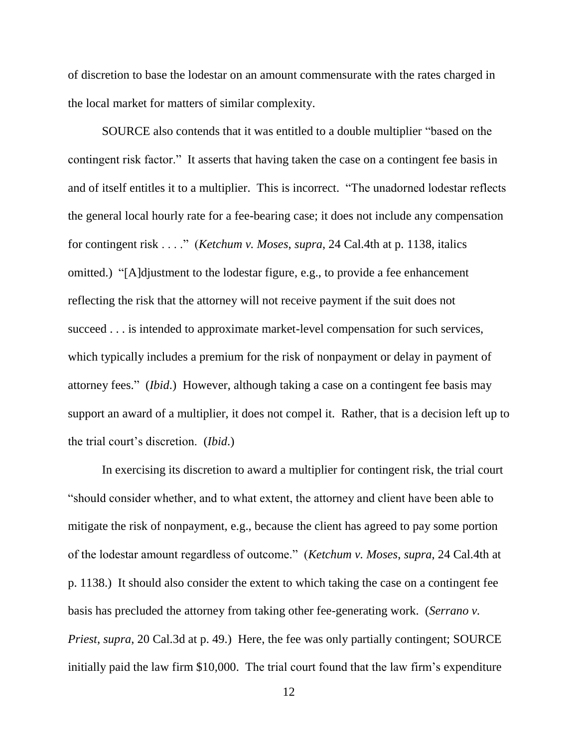of discretion to base the lodestar on an amount commensurate with the rates charged in the local market for matters of similar complexity.

SOURCE also contends that it was entitled to a double multiplier "based on the contingent risk factor." It asserts that having taken the case on a contingent fee basis in and of itself entitles it to a multiplier. This is incorrect. "The unadorned lodestar reflects the general local hourly rate for a fee-bearing case; it does not include any compensation for contingent risk . . . ." (*Ketchum v. Moses*, *supra*, 24 Cal.4th at p. 1138, italics omitted.) "[A]djustment to the lodestar figure, e.g., to provide a fee enhancement reflecting the risk that the attorney will not receive payment if the suit does not succeed . . . is intended to approximate market-level compensation for such services, which typically includes a premium for the risk of nonpayment or delay in payment of attorney fees." (*Ibid*.) However, although taking a case on a contingent fee basis may support an award of a multiplier, it does not compel it. Rather, that is a decision left up to the trial court's discretion. (*Ibid*.)

In exercising its discretion to award a multiplier for contingent risk, the trial court "should consider whether, and to what extent, the attorney and client have been able to mitigate the risk of nonpayment, e.g., because the client has agreed to pay some portion of the lodestar amount regardless of outcome." (*Ketchum v. Moses*, *supra*, 24 Cal.4th at p. 1138.) It should also consider the extent to which taking the case on a contingent fee basis has precluded the attorney from taking other fee-generating work. (*Serrano v. Priest*, *supra*, 20 Cal.3d at p. 49.) Here, the fee was only partially contingent; SOURCE initially paid the law firm $10,000. The trial court found that the law firm's expenditure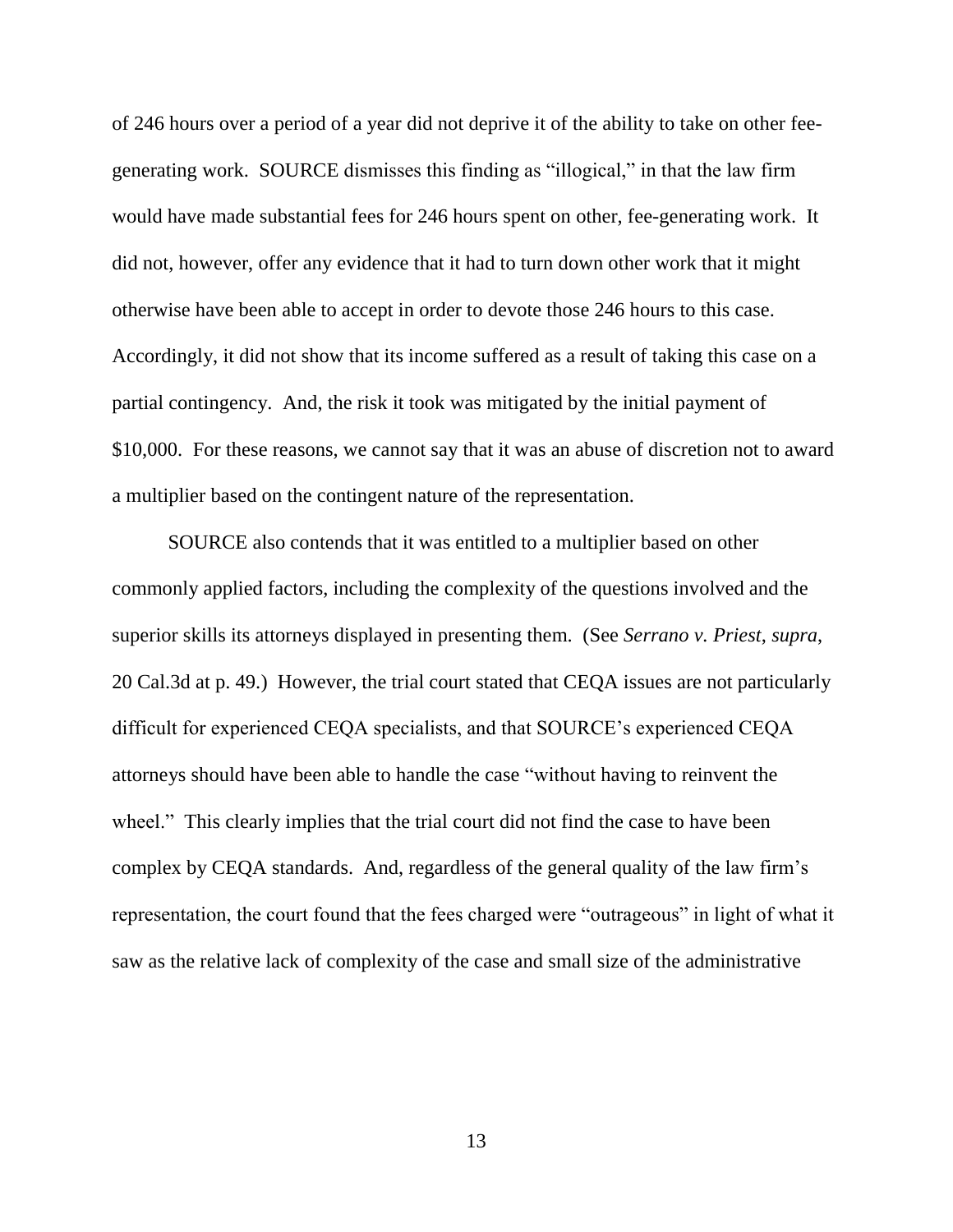of 246 hours over a period of a year did not deprive it of the ability to take on other fee-generating work. SOURCE dismisses this finding as "illogical," in that the law firm would have made substantial fees for 246 hours spent on other, fee-generating work. It did not, however, offer any evidence that it had to turn down other work that it might otherwise have been able to accept in order to devote those 246 hours to this case. Accordingly, it did not show that its income suffered as a result of taking this case on a partial contingency. And, the risk it took was mitigated by the initial payment of $10,000. For these reasons, we cannot say that it was an abuse of discretion not to award a multiplier based on the contingent nature of the representation.

SOURCE also contends that it was entitled to a multiplier based on other commonly applied factors, including the complexity of the questions involved and the superior skills its attorneys displayed in presenting them. (See *Serrano v. Priest*, *supra*, 20 Cal.3d at p. 49.) However, the trial court stated that CEQA issues are not particularly difficult for experienced CEQA specialists, and that SOURCE's experienced CEQA attorneys should have been able to handle the case "without having to reinvent the wheel." This clearly implies that the trial court did not find the case to have been complex by CEQA standards. And, regardless of the general quality of the law firm's representation, the court found that the fees charged were "outrageous" in light of what it saw as the relative lack of complexity of the case and small size of the administrative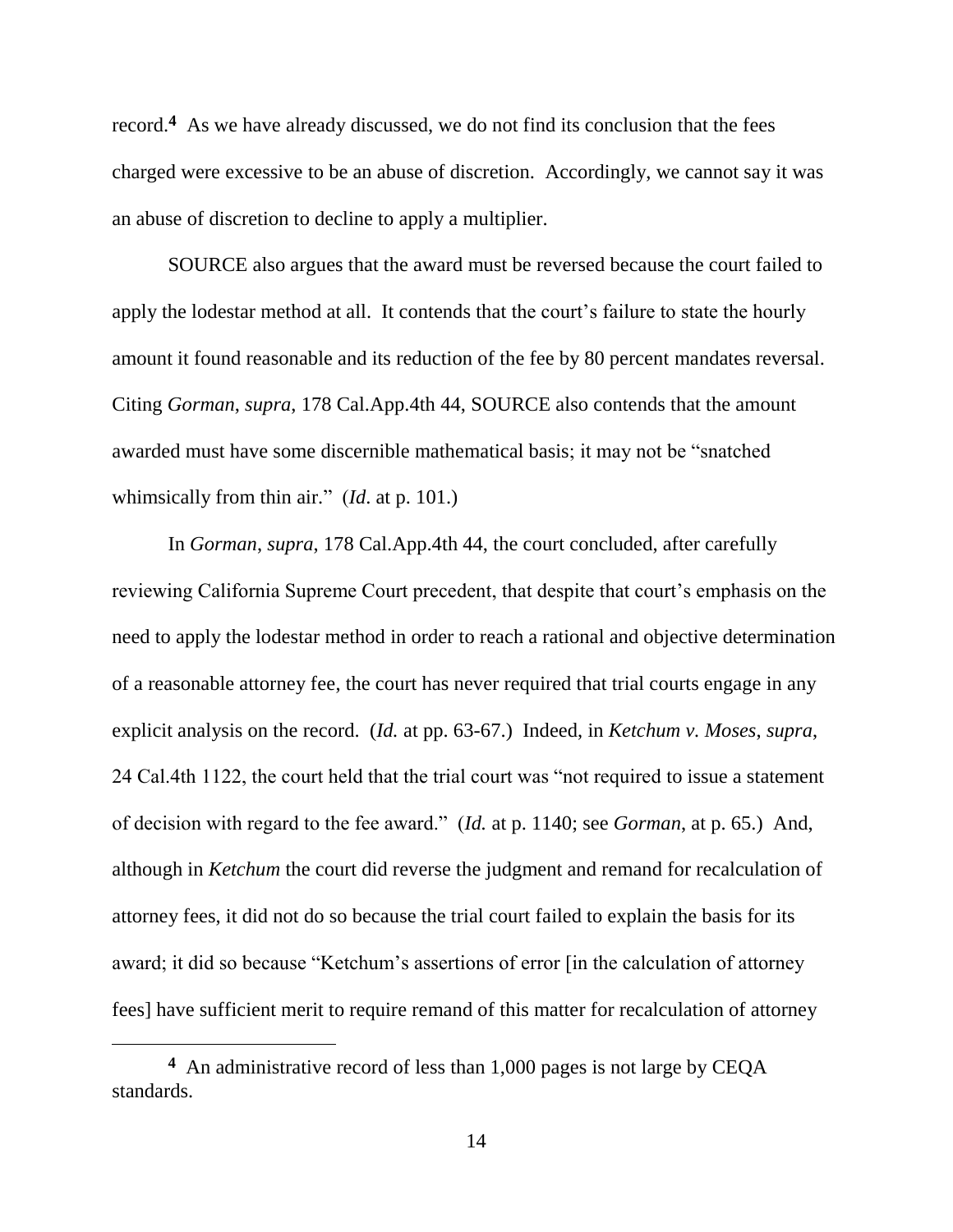record.[4] As we have already discussed, we do not find its conclusion that the fees charged were excessive to be an abuse of discretion. Accordingly, we cannot say it was an abuse of discretion to decline to apply a multiplier.

SOURCE also argues that the award must be reversed because the court failed to apply the lodestar method at all. It contends that the court's failure to state the hourly amount it found reasonable and its reduction of the fee by 80 percent mandates reversal. Citing *Gorman*, *supra*, 178 Cal.App.4th 44, SOURCE also contends that the amount awarded must have some discernible mathematical basis; it may not be "snatched whimsically from thin air." (*Id*. at p. 101.)

In *Gorman*, *supra*, 178 Cal.App.4th 44, the court concluded, after carefully reviewing California Supreme Court precedent, that despite that court's emphasis on the need to apply the lodestar method in order to reach a rational and objective determination of a reasonable attorney fee, the court has never required that trial courts engage in any explicit analysis on the record. (*Id.* at pp. 63-67.) Indeed, in *Ketchum v. Moses*, *supra*, 24 Cal.4th 1122, the court held that the trial court was "not required to issue a statement of decision with regard to the fee award." (*Id.* at p. 1140; see *Gorman*, at p. 65.) And, although in *Ketchum* the court did reverse the judgment and remand for recalculation of attorney fees, it did not do so because the trial court failed to explain the basis for its award; it did so because "Ketchum's assertions of error [in the calculation of attorney fees] have sufficient merit to require remand of this matter for recalculation of attorney

---

[4] An administrative record of less than 1,000 pages is not large by CEQA standards.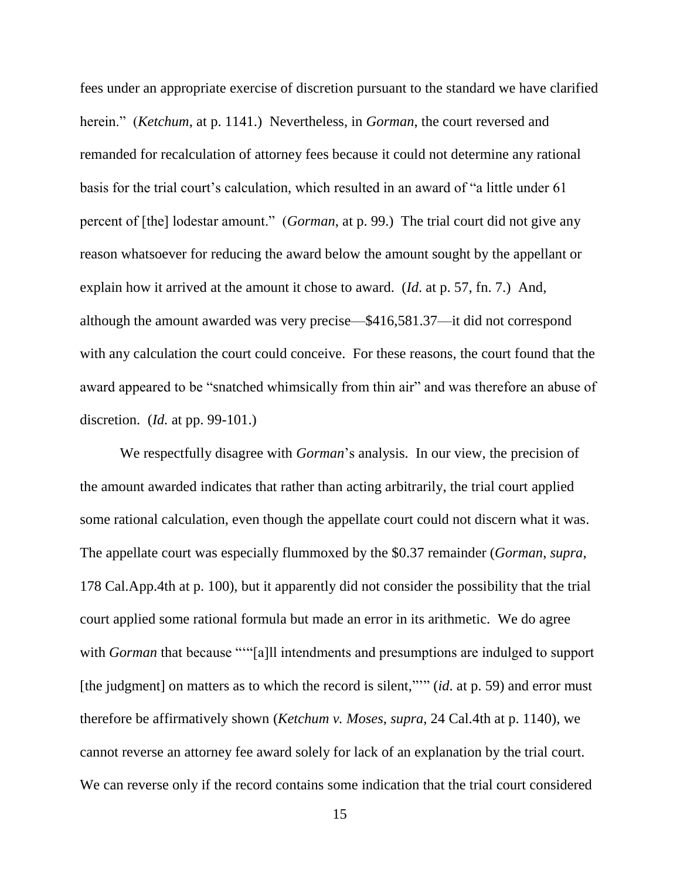fees under an appropriate exercise of discretion pursuant to the standard we have clarified herein." (*Ketchum*, at p. 1141.) Nevertheless, in *Gorman*, the court reversed and remanded for recalculation of attorney fees because it could not determine any rational basis for the trial court's calculation, which resulted in an award of "a little under 61 percent of [the] lodestar amount." (*Gorman*, at p. 99.) The trial court did not give any reason whatsoever for reducing the award below the amount sought by the appellant or explain how it arrived at the amount it chose to award. (*Id*. at p. 57, fn. 7.) And, although the amount awarded was very precise—$416,581.37—it did not correspond with any calculation the court could conceive. For these reasons, the court found that the award appeared to be "snatched whimsically from thin air" and was therefore an abuse of discretion. (*Id.* at pp. 99-101.)

We respectfully disagree with *Gorman*'s analysis. In our view, the precision of the amount awarded indicates that rather than acting arbitrarily, the trial court applied some rational calculation, even though the appellate court could not discern what it was. The appellate court was especially flummoxed by the $0.37 remainder (*Gorman*, *supra*, 178 Cal.App.4th at p. 100), but it apparently did not consider the possibility that the trial court applied some rational formula but made an error in its arithmetic. We do agree with *Gorman* that because """[a]ll intendments and presumptions are indulged to support [the judgment] on matters as to which the record is silent,""" (*id*. at p. 59) and error must therefore be affirmatively shown (*Ketchum v. Moses*, *supra*, 24 Cal.4th at p. 1140), we cannot reverse an attorney fee award solely for lack of an explanation by the trial court. We can reverse only if the record contains some indication that the trial court considered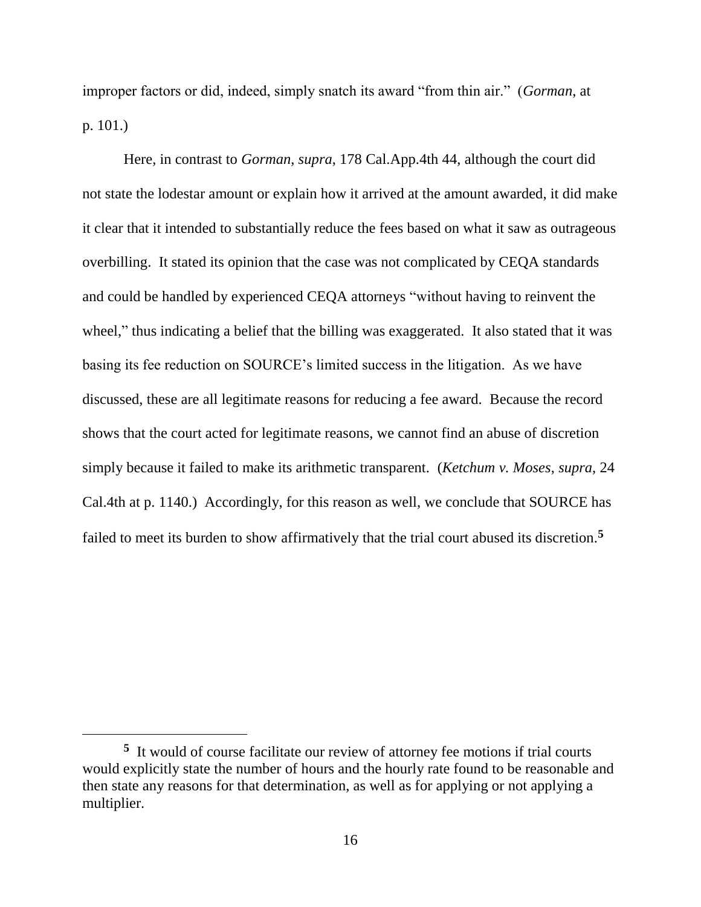improper factors or did, indeed, simply snatch its award "from thin air." (*Gorman*, at p. 101.)

Here, in contrast to *Gorman*, *supra*, 178 Cal.App.4th 44, although the court did not state the lodestar amount or explain how it arrived at the amount awarded, it did make it clear that it intended to substantially reduce the fees based on what it saw as outrageous overbilling. It stated its opinion that the case was not complicated by CEQA standards and could be handled by experienced CEQA attorneys "without having to reinvent the wheel," thus indicating a belief that the billing was exaggerated. It also stated that it was basing its fee reduction on SOURCE's limited success in the litigation. As we have discussed, these are all legitimate reasons for reducing a fee award. Because the record shows that the court acted for legitimate reasons, we cannot find an abuse of discretion simply because it failed to make its arithmetic transparent. (*Ketchum v. Moses*, *supra*, 24 Cal.4th at p. 1140.) Accordingly, for this reason as well, we conclude that SOURCE has failed to meet its burden to show affirmatively that the trial court abused its discretion.[5]

---

[5] It would of course facilitate our review of attorney fee motions if trial courts would explicitly state the number of hours and the hourly rate found to be reasonable and then state any reasons for that determination, as well as for applying or not applying a multiplier.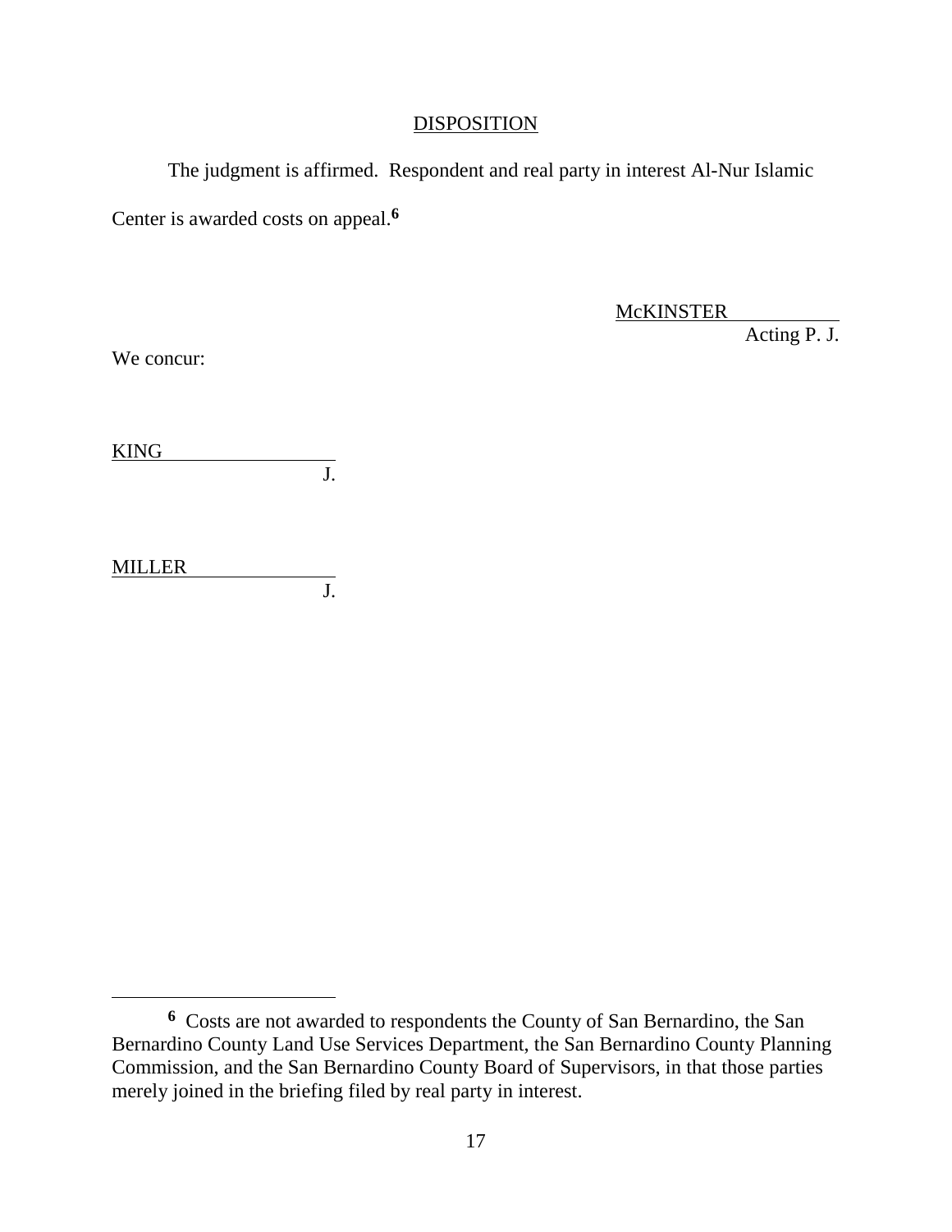## DISPOSITION

The judgment is affirmed. Respondent and real party in interest Al-Nur Islamic Center is awarded costs on appeal.[6]

McKINSTER
Acting P. J.

We concur:

KING
J.

MILLER
J.

---

[6] Costs are not awarded to respondents the County of San Bernardino, the San Bernardino County Land Use Services Department, the San Bernardino County Planning Commission, and the San Bernardino County Board of Supervisors, in that those parties merely joined in the briefing filed by real party in interest.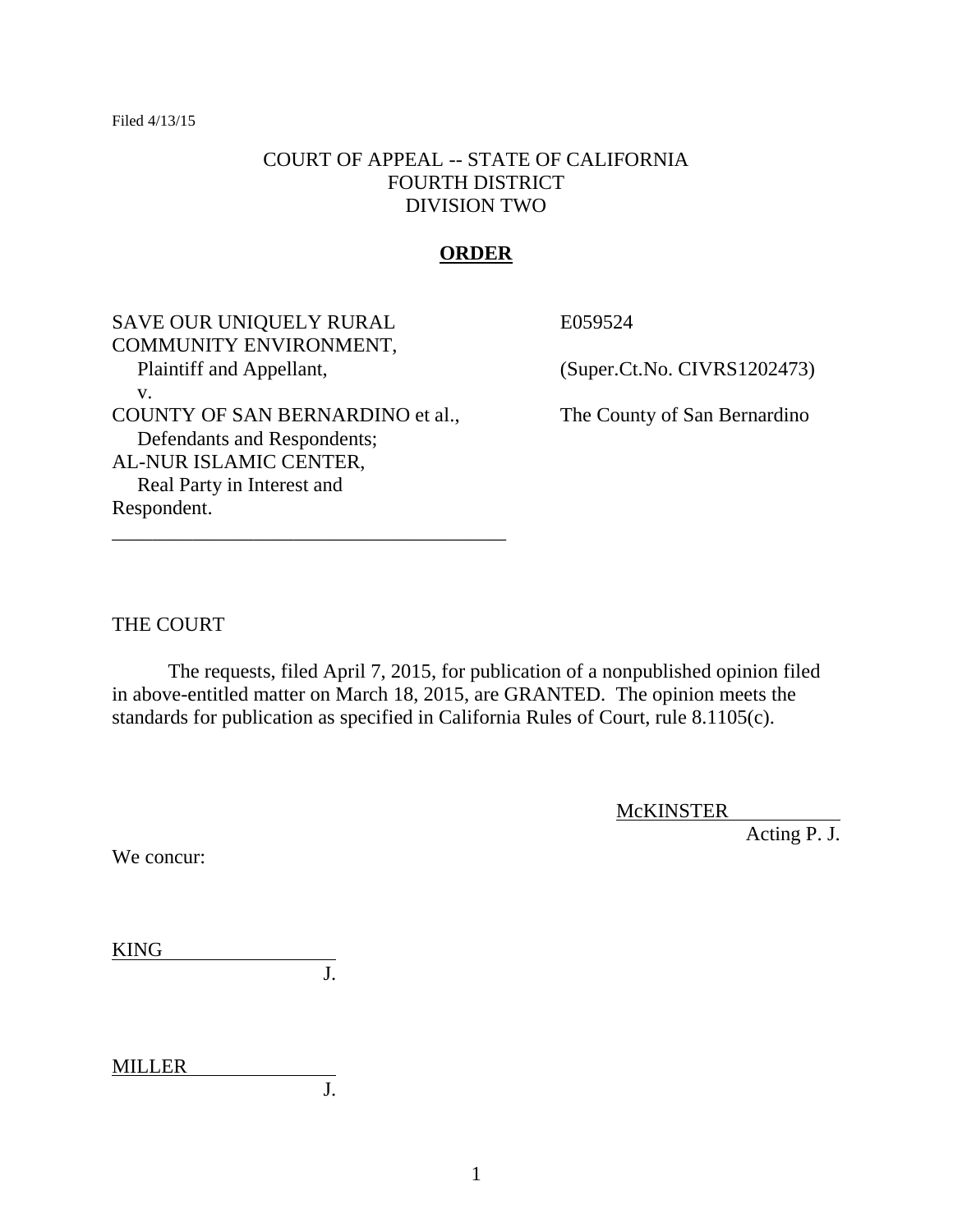Filed 4/13/15

COURT OF APPEAL -- STATE OF CALIFORNIA
FOURTH DISTRICT
DIVISION TWO

**ORDER**

SAVE OUR UNIQUELY RURAL COMMUNITY ENVIRONMENT,
Plaintiff and Appellant,
v.
COUNTY OF SAN BERNARDINO et al.,
Defendants and Respondents;
AL-NUR ISLAMIC CENTER,
Real Party in Interest and Respondent.

E059524

(Super.Ct.No. CIVRS1202473)

The County of San Bernardino

THE COURT

The requests, filed April 7, 2015, for publication of a nonpublished opinion filed in above-entitled matter on March 18, 2015, are GRANTED. The opinion meets the standards for publication as specified in California Rules of Court, rule 8.1105(c).

McKINSTER
Acting P. J.

We concur:

KING
J.

MILLER
J.